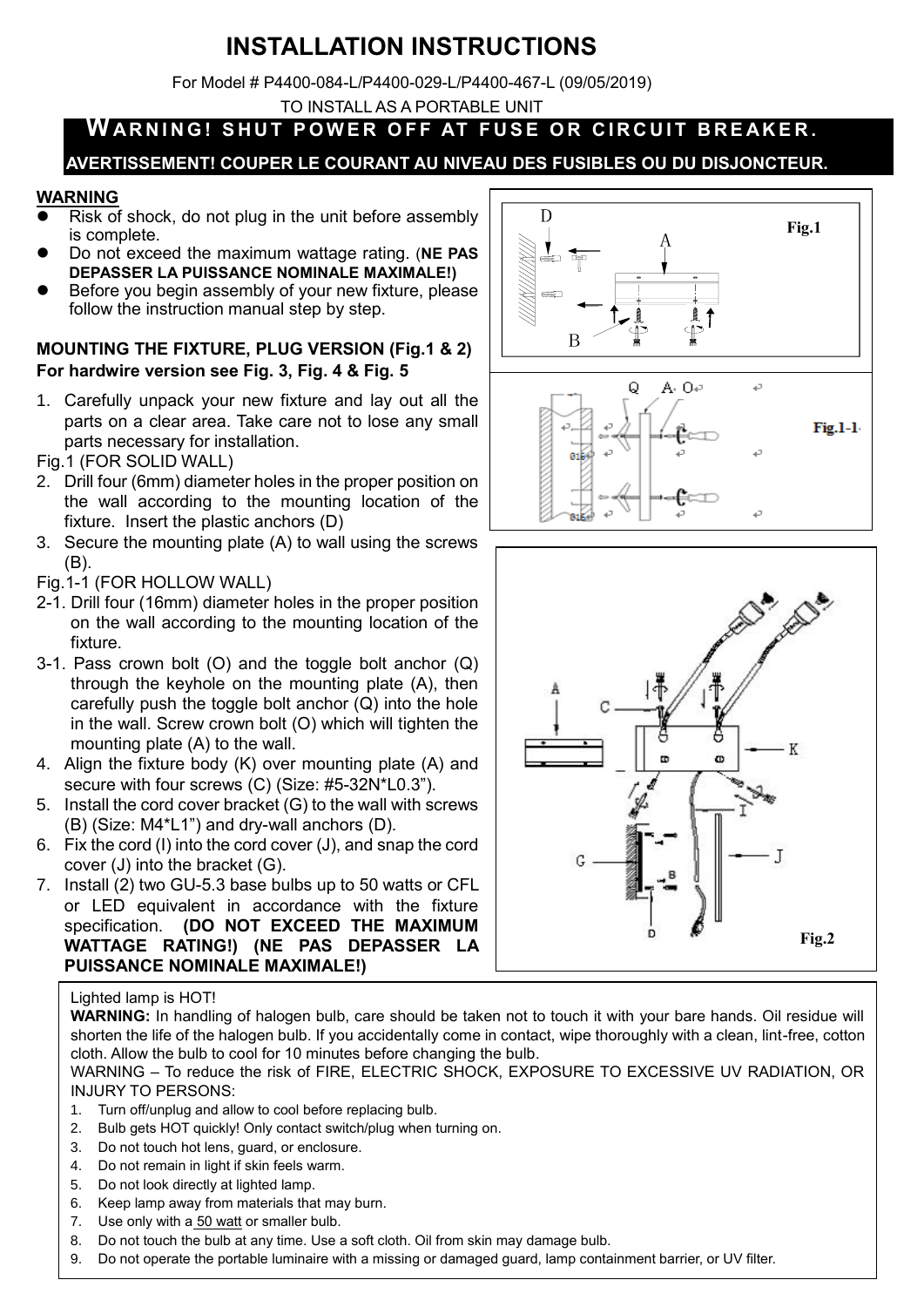# INSTALLATION INSTRUCTIONS

For Model # P4400-084-L/P4400-029-L/P4400-467-L (09/05/2019)

TO INSTALL AS A PORTABLE UNIT

**WARNING! SHUT POWER OFF AT FUSE OR CIRCUIT BREAKER.**

**AVERTISSEMENT! COUPER LE COURANT AU NIVEAU DES FUSIBLES OU DU DISJONCTEUR.**

## WARNING

- Risk of shock, do not plug in the unit before assembly is complete.
- Do not exceed the maximum wattage rating. (**NE PAS DEPASSER LA PUISSANCE NOMINALE MAXIMALE!)**
- Before you begin assembly of your new fixture, please follow the instruction manual step by step.

## MOUNTING THE FIXTURE, PLUG VERSION (Fig.1 & 2)

**For hardwire version see Fig. 3, Fig. 4 & Fig. 5**

1. Carefully unpack your new fixture and lay out all the parts on a clear area. Take care not to lose any small parts necessary for installation.

Fig.1 (FOR SOLID WALL)

2. Drill four (6mm) diameter holes in the proper position on the wall according to the mounting location of the fixture. Insert the plastic anchors (D)
3. Secure the mounting plate (A) to wall using the screws (B).

Fig.1-1 (FOR HOLLOW WALL)

2-1. Drill four (16mm) diameter holes in the proper position on the wall according to the mounting location of the fixture.

3-1. Pass crown bolt (O) and the toggle bolt anchor (Q) through the keyhole on the mounting plate (A), then carefully push the toggle bolt anchor (Q) into the hole in the wall. Screw crown bolt (O) which will tighten the mounting plate (A) to the wall.

4. Align the fixture body (K) over mounting plate (A) and secure with four screws (C) (Size: #5-32N*L0.3").
5. Install the cord cover bracket (G) to the wall with screws (B) (Size: M4*L1") and dry-wall anchors (D).
6. Fix the cord (I) into the cord cover (J), and snap the cord cover (J) into the bracket (G).
7. Install (2) two GU-5.3 base bulbs up to 50 watts or CFL or LED equivalent in accordance with the fixture specification. **(DO NOT EXCEED THE MAXIMUM WATTAGE RATING!) (NE PAS DEPASSER LA PUISSANCE NOMINALE MAXIMALE!)**

Fig.1

Fig.1-1

Fig.2

Lighted lamp is HOT!

**WARNING:** In handling of halogen bulb, care should be taken not to touch it with your bare hands. Oil residue will shorten the life of the halogen bulb. If you accidentally come in contact, wipe thoroughly with a clean, lint-free, cotton cloth. Allow the bulb to cool for 10 minutes before changing the bulb.

WARNING – To reduce the risk of FIRE, ELECTRIC SHOCK, EXPOSURE TO EXCESSIVE UV RADIATION, OR INJURY TO PERSONS:

1. Turn off/unplug and allow to cool before replacing bulb.
2. Bulb gets HOT quickly! Only contact switch/plug when turning on.
3. Do not touch hot lens, guard, or enclosure.
4. Do not remain in light if skin feels warm.
5. Do not look directly at lighted lamp.
6. Keep lamp away from materials that may burn.
7. Use only with a 50 watt or smaller bulb.
8. Do not touch the bulb at any time. Use a soft cloth. Oil from skin may damage bulb.
9. Do not operate the portable luminaire with a missing or damaged guard, lamp containment barrier, or UV filter.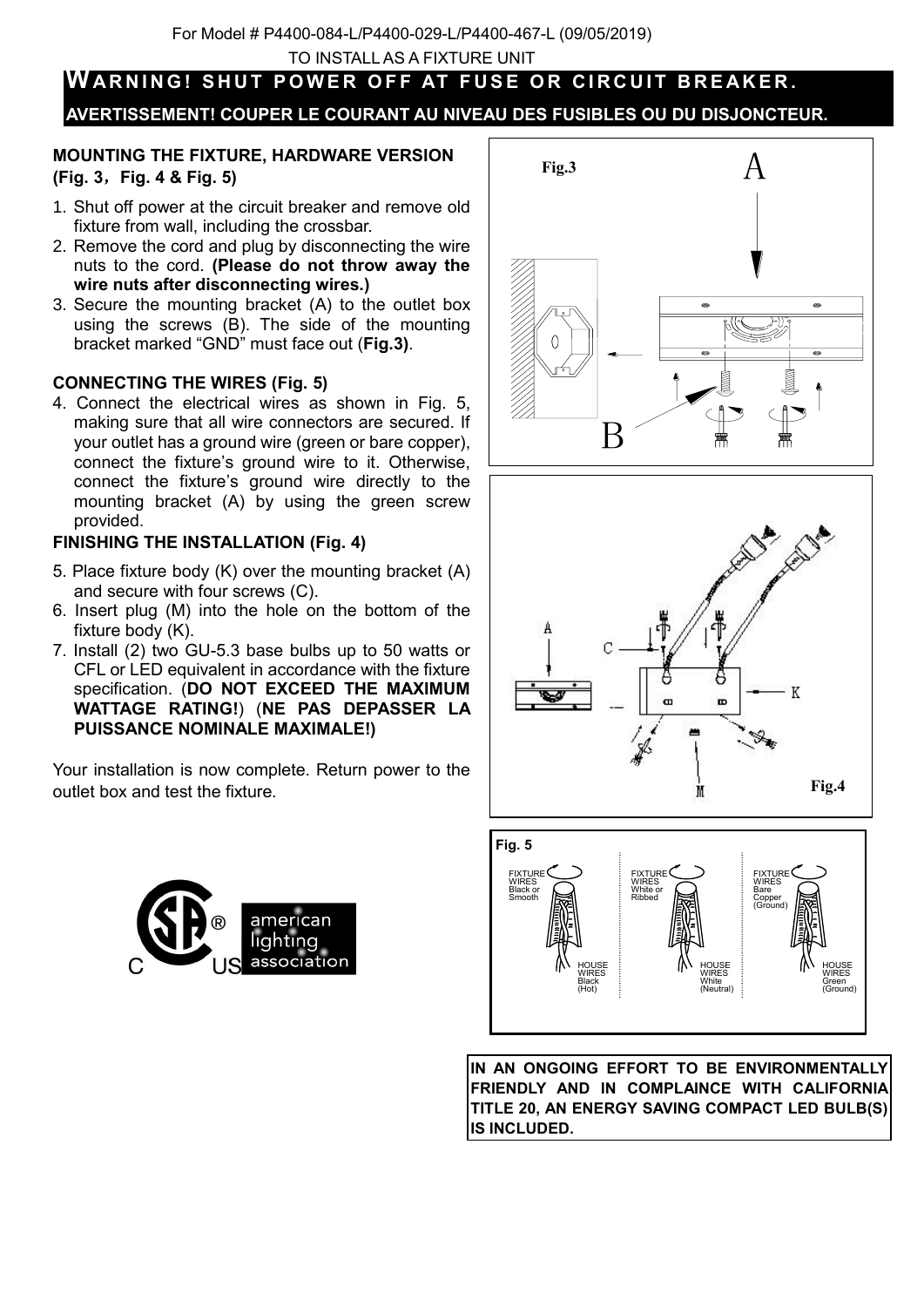For Model # P4400-084-L/P4400-029-L/P4400-467-L (09/05/2019)

TO INSTALL AS A FIXTURE UNIT

**WARNING! SHUT POWER OFF AT FUSE OR CIRCUIT BREAKER.**

**AVERTISSEMENT! COUPER LE COURANT AU NIVEAU DES FUSIBLES OU DU DISJONCTEUR.**

### MOUNTING THE FIXTURE, HARDWARE VERSION (Fig. 3，Fig. 4 & Fig. 5)

1. Shut off power at the circuit breaker and remove old fixture from wall, including the crossbar.
2. Remove the cord and plug by disconnecting the wire nuts to the cord. **(Please do not throw away the wire nuts after disconnecting wires.)**
3. Secure the mounting bracket (A) to the outlet box using the screws (B). The side of the mounting bracket marked "GND" must face out (**Fig.3)**.

### CONNECTING THE WIRES (Fig. 5)

4. Connect the electrical wires as shown in Fig. 5, making sure that all wire connectors are secured. If your outlet has a ground wire (green or bare copper), connect the fixture's ground wire to it. Otherwise, connect the fixture's ground wire directly to the mounting bracket (A) by using the green screw provided.

### FINISHING THE INSTALLATION (Fig. 4)

5. Place fixture body (K) over the mounting bracket (A) and secure with four screws (C).
6. Insert plug (M) into the hole on the bottom of the fixture body (K).
7. Install (2) two GU-5.3 base bulbs up to 50 watts or CFL or LED equivalent in accordance with the fixture specification. (**DO NOT EXCEED THE MAXIMUM WATTAGE RATING!**) (**NE PAS DEPASSER LA PUISSANCE NOMINALE MAXIMALE!)**

Your installation is now complete. Return power to the outlet box and test the fixture.

Fig.3

A

B

Fig.4

A

C

K

M

Fig. 5

FIXTURE WIRES Black or Smooth

HOUSE WIRES Black (Hot)

FIXTURE WIRES White or Ribbed

HOUSE WIRES White (Neutral)

FIXTURE WIRES Bare Copper (Ground)

HOUSE WIRES Green (Ground)

**IN AN ONGOING EFFORT TO BE ENVIRONMENTALLY FRIENDLY AND IN COMPLAINCE WITH CALIFORNIA TITLE 20, AN ENERGY SAVING COMPACT LED BULB(S) IS INCLUDED.**

C US

american lighting association